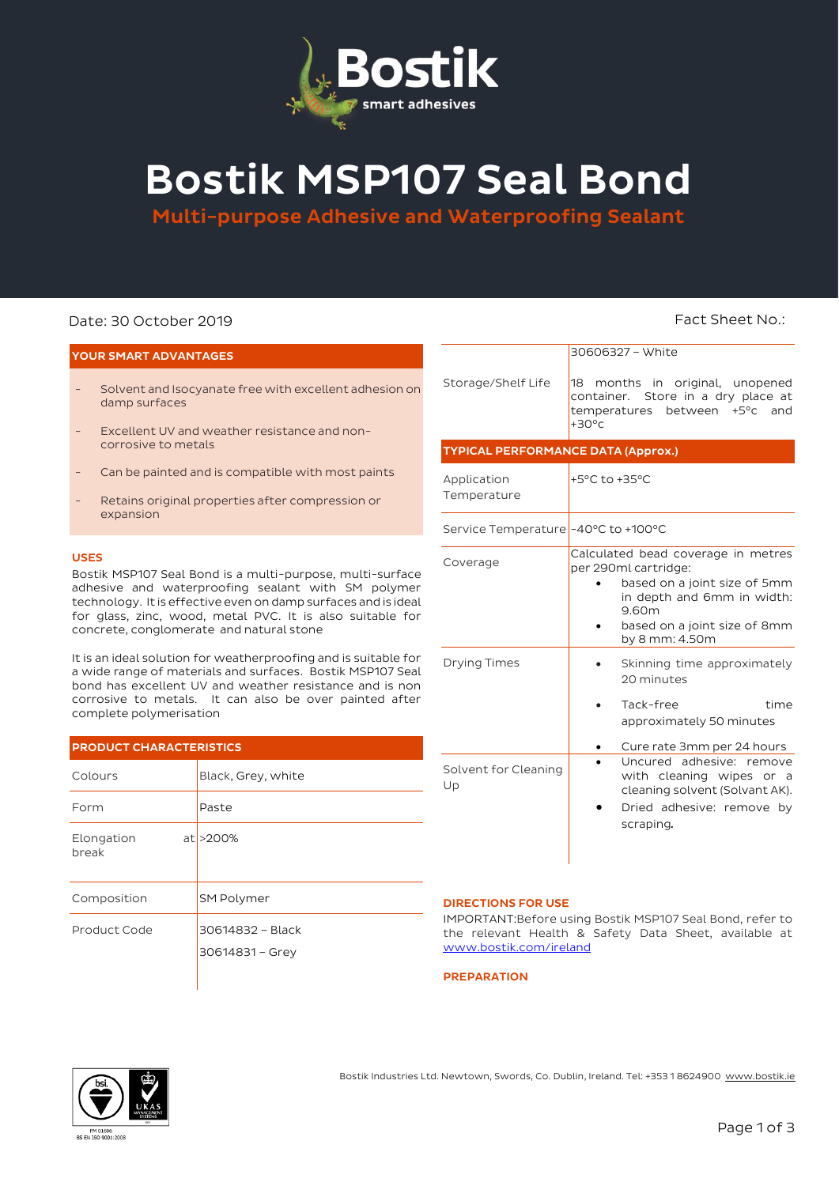# Bostik MSP107 Seal Bond

## Multi-purpose Adhesive and Waterproofing Sealant

Date: 30 October 2019

Fact Sheet No.:

### YOUR SMART ADVANTAGES

- Solvent and Isocyanate free with excellent adhesion on damp surfaces
- Excellent UV and weather resistance and non-corrosive to metals
- Can be painted and is compatible with most paints
- Retains original properties after compression or expansion

### USES

Bostik MSP107 Seal Bond is a multi-purpose, multi-surface adhesive and waterproofing sealant with SM polymer technology. It is effective even on damp surfaces and is ideal for glass, zinc, wood, metal PVC. It is also suitable for concrete, conglomerate and natural stone

It is an ideal solution for weatherproofing and is suitable for a wide range of materials and surfaces. Bostik MSP107 Seal bond has excellent UV and weather resistance and is non corrosive to metals. It can also be over painted after complete polymerisation

### PRODUCT CHARACTERISTICS

| | |
|---|---|
| Colours | Black, Grey, white |
| Form | Paste |
| Elongation at break | >200% |
| Composition | SM Polymer |
| Product Code | 30614832 – Black<br>30614831 – Grey<br>30606327 – White |
| Storage/Shelf Life | 18 months in original, unopened container. Store in a dry place at temperatures between +5°C and +30°c |

### TYPICAL PERFORMANCE DATA (Approx.)

| | |
|---|---|
| Application Temperature | +5°C to +35°C |
| Service Temperature | -40°C to +100°C |
| Coverage | Calculated bead coverage in metres per 290ml cartridge:<br>• based on a joint size of 5mm in depth and 6mm in width: 9.60m<br>• based on a joint size of 8mm by 8 mm: 4.50m |
| Drying Times | • Skinning time approximately 20 minutes<br>• Tack-free time approximately 50 minutes<br>• Cure rate 3mm per 24 hours |
| Solvent for Cleaning Up | • Uncured adhesive: remove with cleaning wipes or a cleaning solvent (Solvant AK).<br>• Dried adhesive: remove by scraping. |

### DIRECTIONS FOR USE

IMPORTANT:Before using Bostik MSP107 Seal Bond, refer to the relevant Health & Safety Data Sheet, available at www.bostik.com/ireland

### PREPARATION

Bostik Industries Ltd. Newtown, Swords, Co. Dublin, Ireland. Tel: +353 1 8624900 www.bostik.ie

FM 01696
BS EN ISO 9001:2008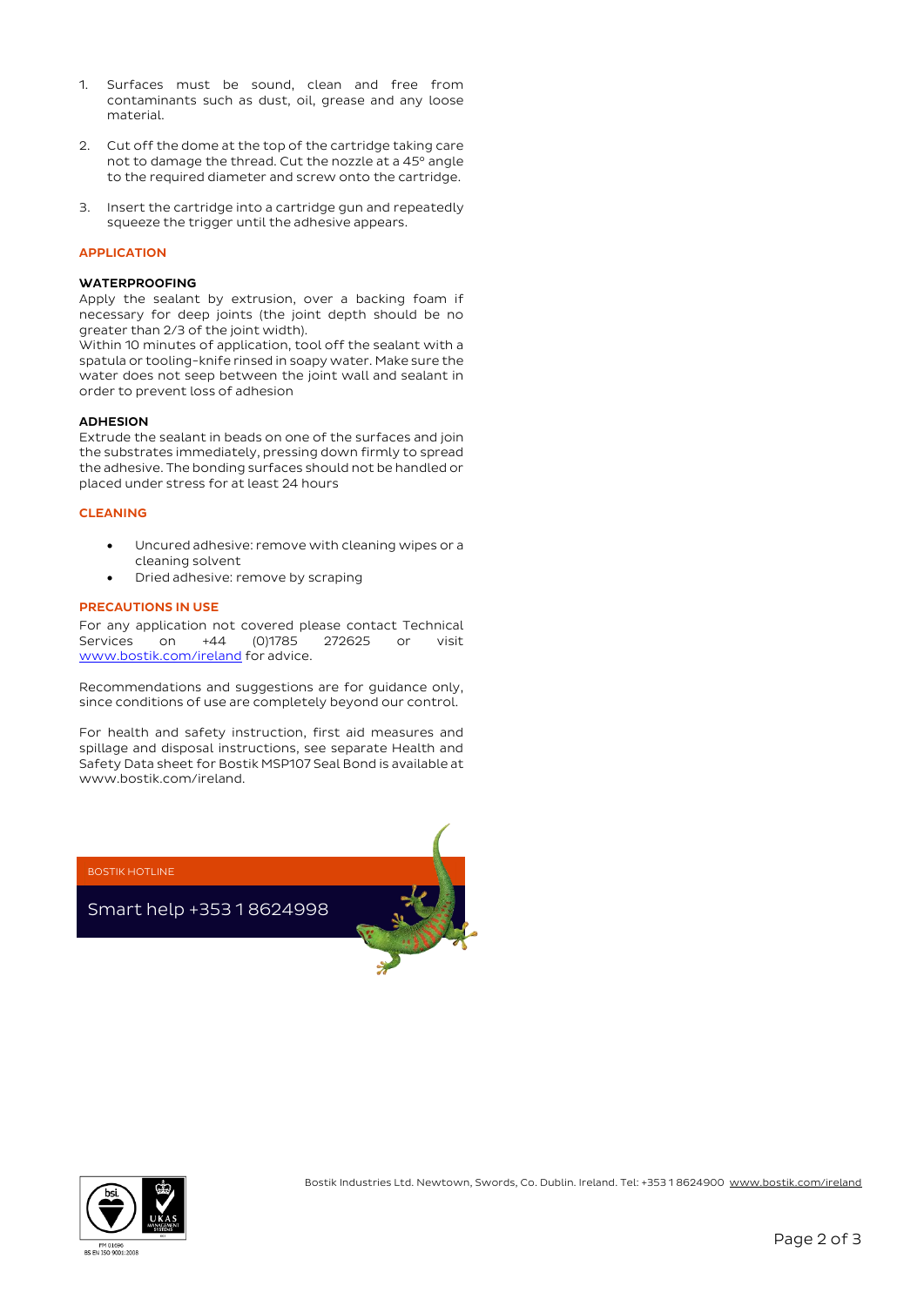1. Surfaces must be sound, clean and free from contaminants such as dust, oil, grease and any loose material.

2. Cut off the dome at the top of the cartridge taking care not to damage the thread. Cut the nozzle at a 45° angle to the required diameter and screw onto the cartridge.

3. Insert the cartridge into a cartridge gun and repeatedly squeeze the trigger until the adhesive appears.

## APPLICATION

### WATERPROOFING

Apply the sealant by extrusion, over a backing foam if necessary for deep joints (the joint depth should be no greater than 2/3 of the joint width).
Within 10 minutes of application, tool off the sealant with a spatula or tooling-knife rinsed in soapy water. Make sure the water does not seep between the joint wall and sealant in order to prevent loss of adhesion

### ADHESION

Extrude the sealant in beads on one of the surfaces and join the substrates immediately, pressing down firmly to spread the adhesive. The bonding surfaces should not be handled or placed under stress for at least 24 hours

## CLEANING

- Uncured adhesive: remove with cleaning wipes or a cleaning solvent
- Dried adhesive: remove by scraping

## PRECAUTIONS IN USE

For any application not covered please contact Technical Services on +44 (0)1785 272625 or visit www.bostik.com/ireland for advice.

Recommendations and suggestions are for guidance only, since conditions of use are completely beyond our control.

For health and safety instruction, first aid measures and spillage and disposal instructions, see separate Health and Safety Data sheet for Bostik MSP107 Seal Bond is available at www.bostik.com/ireland.

BOSTIK HOTLINE

Smart help +353 1 8624998

FM 01696
BS EN ISO 9001:2008

Bostik Industries Ltd. Newtown, Swords, Co. Dublin. Ireland. Tel: +353 1 8624900 www.bostik.com/ireland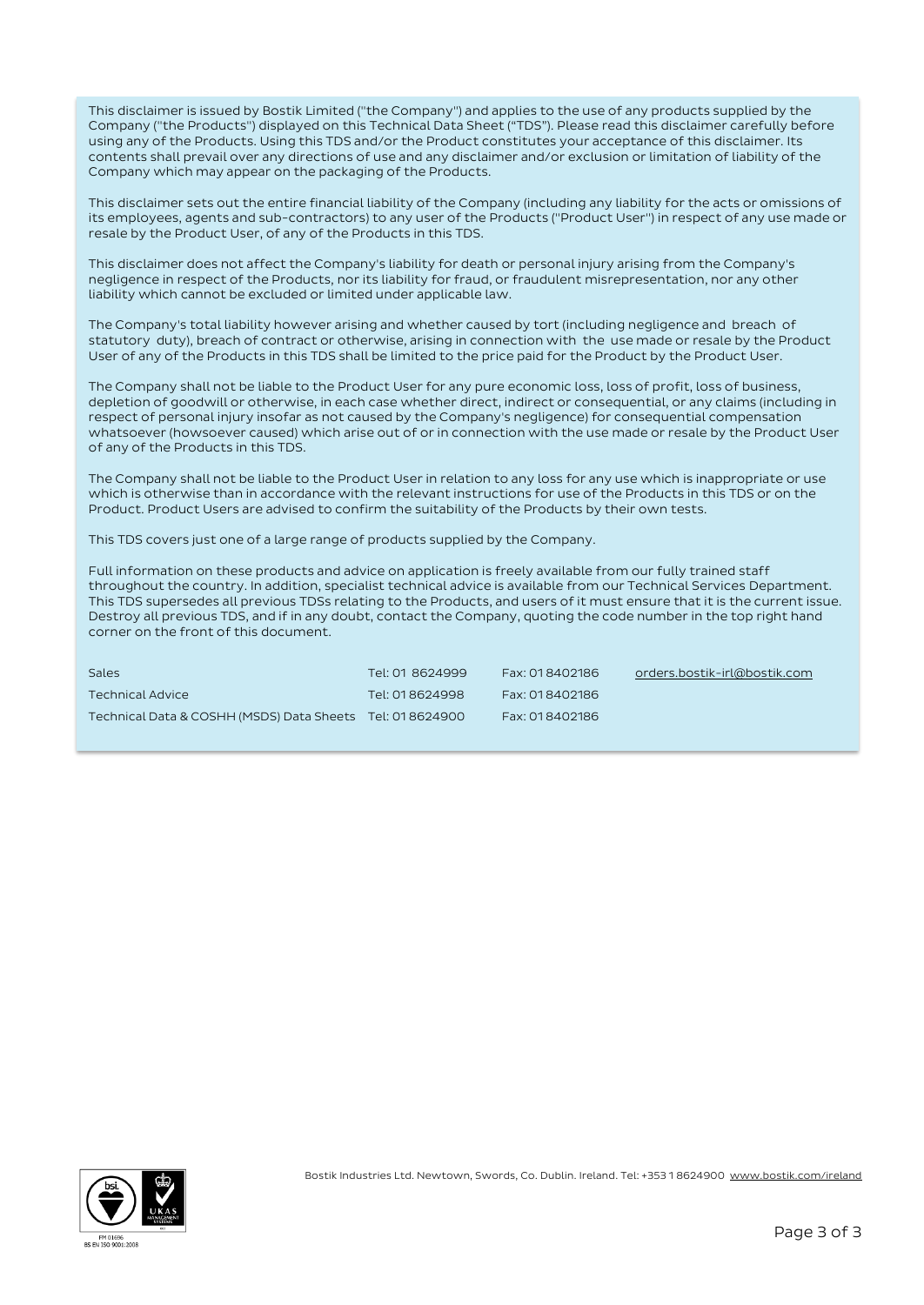This disclaimer is issued by Bostik Limited ("the Company") and applies to the use of any products supplied by the Company ("the Products") displayed on this Technical Data Sheet ("TDS"). Please read this disclaimer carefully before using any of the Products. Using this TDS and/or the Product constitutes your acceptance of this disclaimer. Its contents shall prevail over any directions of use and any disclaimer and/or exclusion or limitation of liability of the Company which may appear on the packaging of the Products.

This disclaimer sets out the entire financial liability of the Company (including any liability for the acts or omissions of its employees, agents and sub-contractors) to any user of the Products ("Product User") in respect of any use made or resale by the Product User, of any of the Products in this TDS.

This disclaimer does not affect the Company's liability for death or personal injury arising from the Company's negligence in respect of the Products, nor its liability for fraud, or fraudulent misrepresentation, nor any other liability which cannot be excluded or limited under applicable law.

The Company's total liability however arising and whether caused by tort (including negligence and breach of statutory duty), breach of contract or otherwise, arising in connection with the use made or resale by the Product User of any of the Products in this TDS shall be limited to the price paid for the Product by the Product User.

The Company shall not be liable to the Product User for any pure economic loss, loss of profit, loss of business, depletion of goodwill or otherwise, in each case whether direct, indirect or consequential, or any claims (including in respect of personal injury insofar as not caused by the Company's negligence) for consequential compensation whatsoever (howsoever caused) which arise out of or in connection with the use made or resale by the Product User of any of the Products in this TDS.

The Company shall not be liable to the Product User in relation to any loss for any use which is inappropriate or use which is otherwise than in accordance with the relevant instructions for use of the Products in this TDS or on the Product. Product Users are advised to confirm the suitability of the Products by their own tests.

This TDS covers just one of a large range of products supplied by the Company.

Full information on these products and advice on application is freely available from our fully trained staff throughout the country. In addition, specialist technical advice is available from our Technical Services Department. This TDS supersedes all previous TDSs relating to the Products, and users of it must ensure that it is the current issue. Destroy all previous TDS, and if in any doubt, contact the Company, quoting the code number in the top right hand corner on the front of this document.

| | | | |
|---|---|---|---|
| Sales | Tel: 01 8624999 | Fax: 01 8402186 | orders.bostik-irl@bostik.com |
| Technical Advice | Tel: 01 8624998 | Fax: 01 8402186 | |
| Technical Data & COSHH (MSDS) Data Sheets | Tel: 01 8624900 | Fax: 01 8402186 | |

FM 01696
BS EN ISO 9001:2008

Bostik Industries Ltd. Newtown, Swords, Co. Dublin. Ireland. Tel: +353 1 8624900 www.bostik.com/ireland